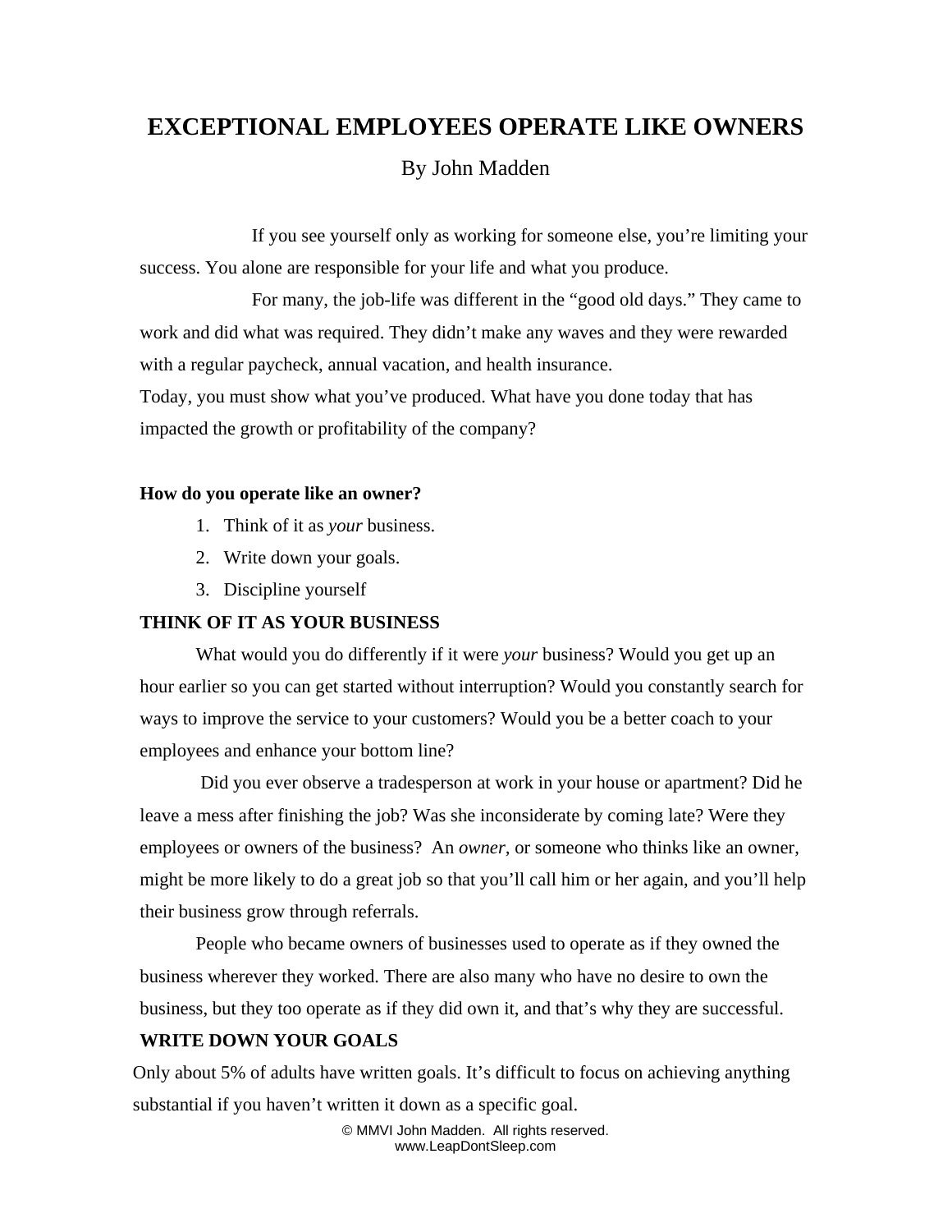# EXCEPTIONAL EMPLOYEES OPERATE LIKE OWNERS

By John Madden

If you see yourself only as working for someone else, you're limiting your success. You alone are responsible for your life and what you produce.

For many, the job-life was different in the "good old days." They came to work and did what was required. They didn't make any waves and they were rewarded with a regular paycheck, annual vacation, and health insurance.

Today, you must show what you've produced. What have you done today that has impacted the growth or profitability of the company?

**How do you operate like an owner?**

1. Think of it as *your* business.
2. Write down your goals.
3. Discipline yourself

**THINK OF IT AS YOUR BUSINESS**

What would you do differently if it were *your* business? Would you get up an hour earlier so you can get started without interruption? Would you constantly search for ways to improve the service to your customers? Would you be a better coach to your employees and enhance your bottom line?

Did you ever observe a tradesperson at work in your house or apartment? Did he leave a mess after finishing the job? Was she inconsiderate by coming late? Were they employees or owners of the business? An *owner*, or someone who thinks like an owner, might be more likely to do a great job so that you'll call him or her again, and you'll help their business grow through referrals.

People who became owners of businesses used to operate as if they owned the business wherever they worked. There are also many who have no desire to own the business, but they too operate as if they did own it, and that's why they are successful.

**WRITE DOWN YOUR GOALS**

Only about 5% of adults have written goals. It's difficult to focus on achieving anything substantial if you haven't written it down as a specific goal.

© MMVI John Madden. All rights reserved.
www.LeapDontSleep.com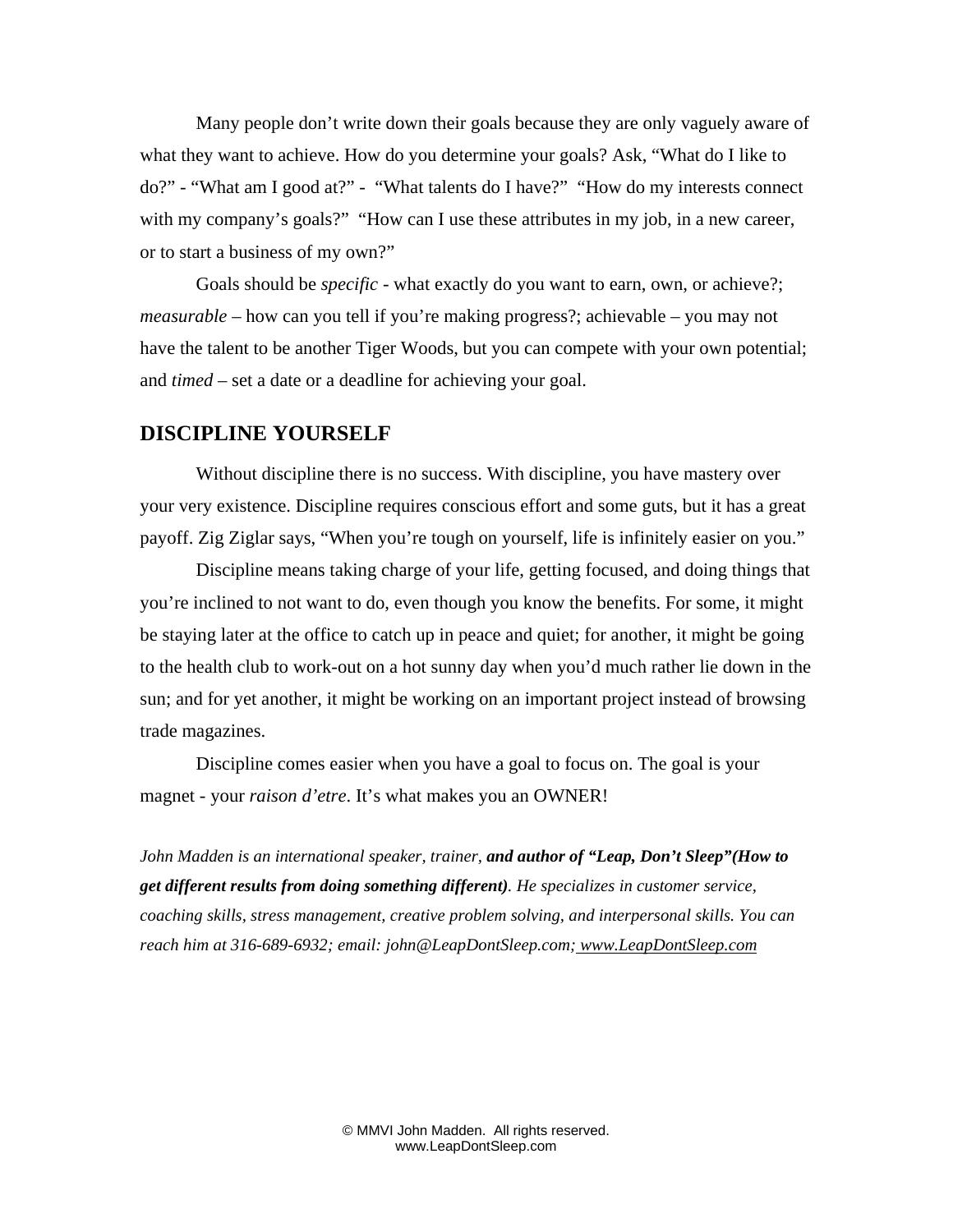Many people don't write down their goals because they are only vaguely aware of what they want to achieve. How do you determine your goals? Ask, "What do I like to do?" - "What am I good at?" - "What talents do I have?" "How do my interests connect with my company's goals?" "How can I use these attributes in my job, in a new career, or to start a business of my own?"

Goals should be *specific* - what exactly do you want to earn, own, or achieve?; *measurable* – how can you tell if you're making progress?; achievable – you may not have the talent to be another Tiger Woods, but you can compete with your own potential; and *timed* – set a date or a deadline for achieving your goal.

## DISCIPLINE YOURSELF

Without discipline there is no success. With discipline, you have mastery over your very existence. Discipline requires conscious effort and some guts, but it has a great payoff. Zig Ziglar says, "When you're tough on yourself, life is infinitely easier on you."

Discipline means taking charge of your life, getting focused, and doing things that you're inclined to not want to do, even though you know the benefits. For some, it might be staying later at the office to catch up in peace and quiet; for another, it might be going to the health club to work-out on a hot sunny day when you'd much rather lie down in the sun; and for yet another, it might be working on an important project instead of browsing trade magazines.

Discipline comes easier when you have a goal to focus on. The goal is your magnet - your *raison d'etre*. It's what makes you an OWNER!

*John Madden is an international speaker, trainer,* ***and author of "Leap, Don't Sleep"(How to get different results from doing something different)****. He specializes in customer service, coaching skills, stress management, creative problem solving, and interpersonal skills. You can reach him at 316-689-6932; email: john@LeapDontSleep.com; www.LeapDontSleep.com*

© MMVI John Madden. All rights reserved.
www.LeapDontSleep.com